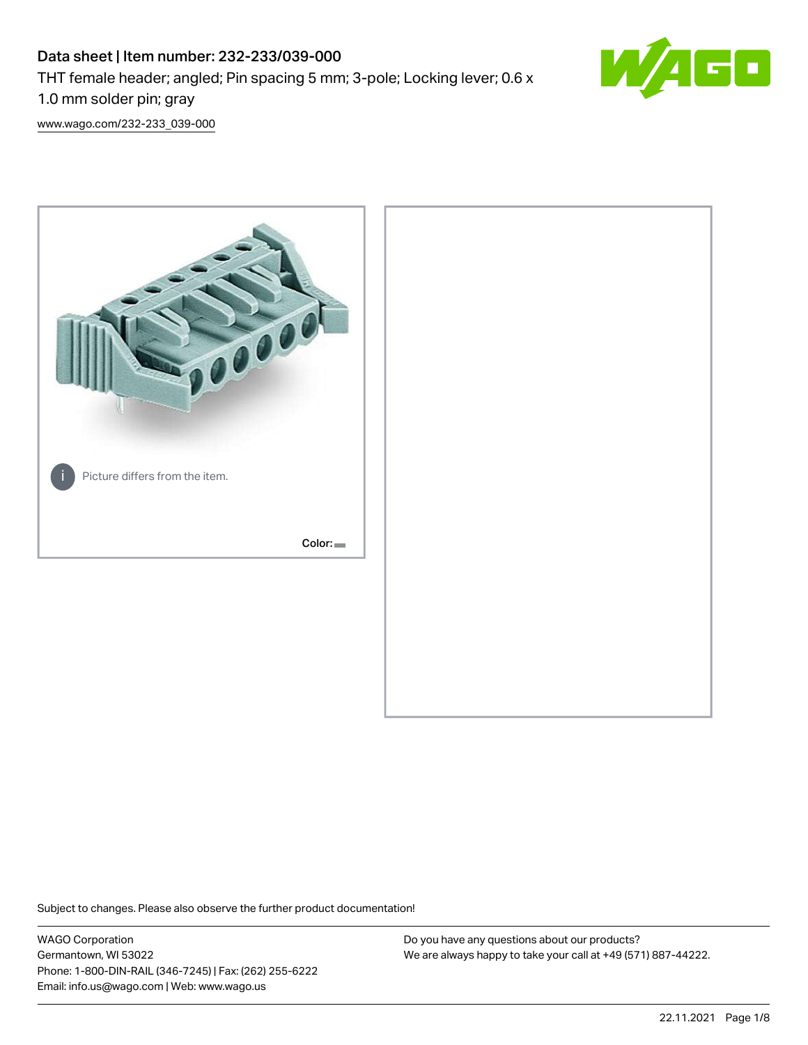# Data sheet | Item number: 232-233/039-000

THT female header; angled; Pin spacing 5 mm; 3-pole; Locking lever; 0.6 x 1.0 mm solder pin; gray

[www.wago.com/232-233_039-000](www.wago.com/232-233_039-000)

Picture differs from the item.

Color:

Subject to changes. Please also observe the further product documentation!

WAGO Corporation
Germantown, WI 53022
Phone: 1-800-DIN-RAIL (346-7245) | Fax: (262) 255-6222
Email: info.us@wago.com | Web: www.wago.us

Do you have any questions about our products?
We are always happy to take your call at +49 (571) 887-44222.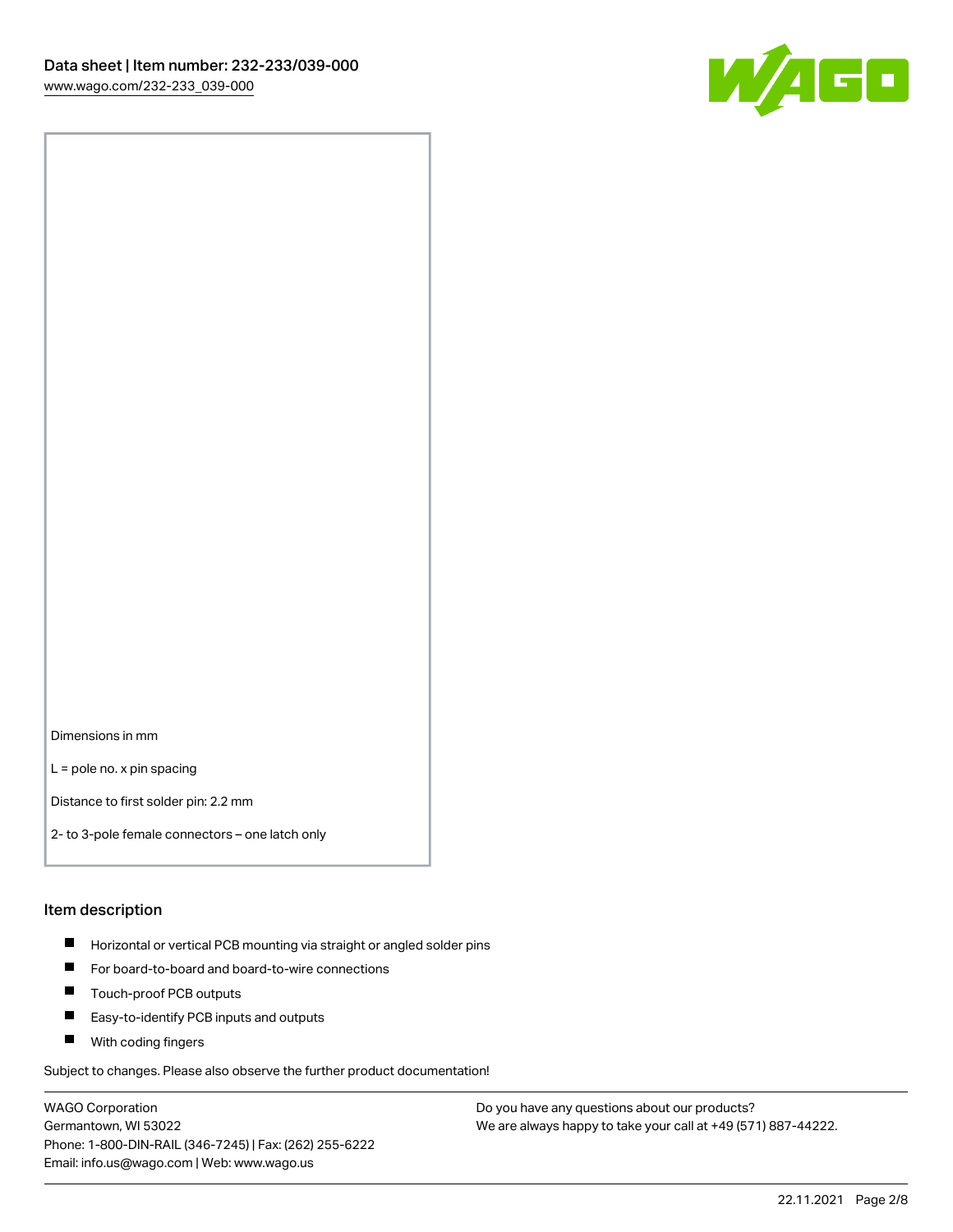Dimensions in mm

L = pole no. x pin spacing

Distance to first solder pin: 2.2 mm

2- to 3-pole female connectors – one latch only

## Item description

- Horizontal or vertical PCB mounting via straight or angled solder pins
- For board-to-board and board-to-wire connections
- Touch-proof PCB outputs
- Easy-to-identify PCB inputs and outputs
- With coding fingers

Subject to changes. Please also observe the further product documentation!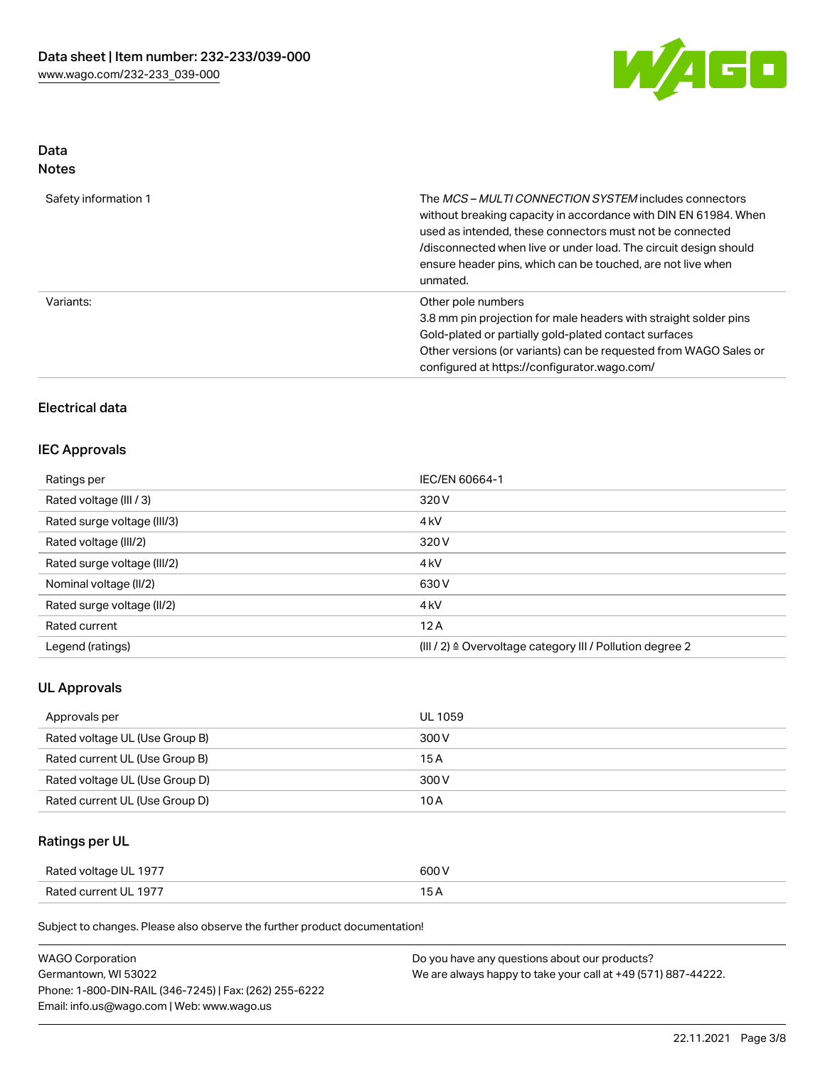# Data

## Notes

| | |
|---|---|
| Safety information 1 | The *MCS – MULTI CONNECTION SYSTEM* includes connectors without breaking capacity in accordance with DIN EN 61984. When used as intended, these connectors must not be connected /disconnected when live or under load. The circuit design should ensure header pins, which can be touched, are not live when unmated. |
| Variants: | Other pole numbers<br>3.8 mm pin projection for male headers with straight solder pins<br>Gold-plated or partially gold-plated contact surfaces<br>Other versions (or variants) can be requested from WAGO Sales or configured at https://configurator.wago.com/ |

## Electrical data

### IEC Approvals

| | |
|---|---|
| Ratings per | IEC/EN 60664-1 |
| Rated voltage (III / 3) | 320 V |
| Rated surge voltage (III/3) | 4 kV |
| Rated voltage (III/2) | 320 V |
| Rated surge voltage (III/2) | 4 kV |
| Nominal voltage (II/2) | 630 V |
| Rated surge voltage (II/2) | 4 kV |
| Rated current | 12 A |
| Legend (ratings) | (III / 2) ≙ Overvoltage category III / Pollution degree 2 |

### UL Approvals

| | |
|---|---|
| Approvals per | UL 1059 |
| Rated voltage UL (Use Group B) | 300 V |
| Rated current UL (Use Group B) | 15 A |
| Rated voltage UL (Use Group D) | 300 V |
| Rated current UL (Use Group D) | 10 A |

### Ratings per UL

| | |
|---|---|
| Rated voltage UL 1977 | 600 V |
| Rated current UL 1977 | 15 A |

Subject to changes. Please also observe the further product documentation!

WAGO Corporation
Germantown, WI 53022
Phone: 1-800-DIN-RAIL (346-7245) | Fax: (262) 255-6222
Email: info.us@wago.com | Web: www.wago.us

Do you have any questions about our products?
We are always happy to take your call at +49 (571) 887-44222.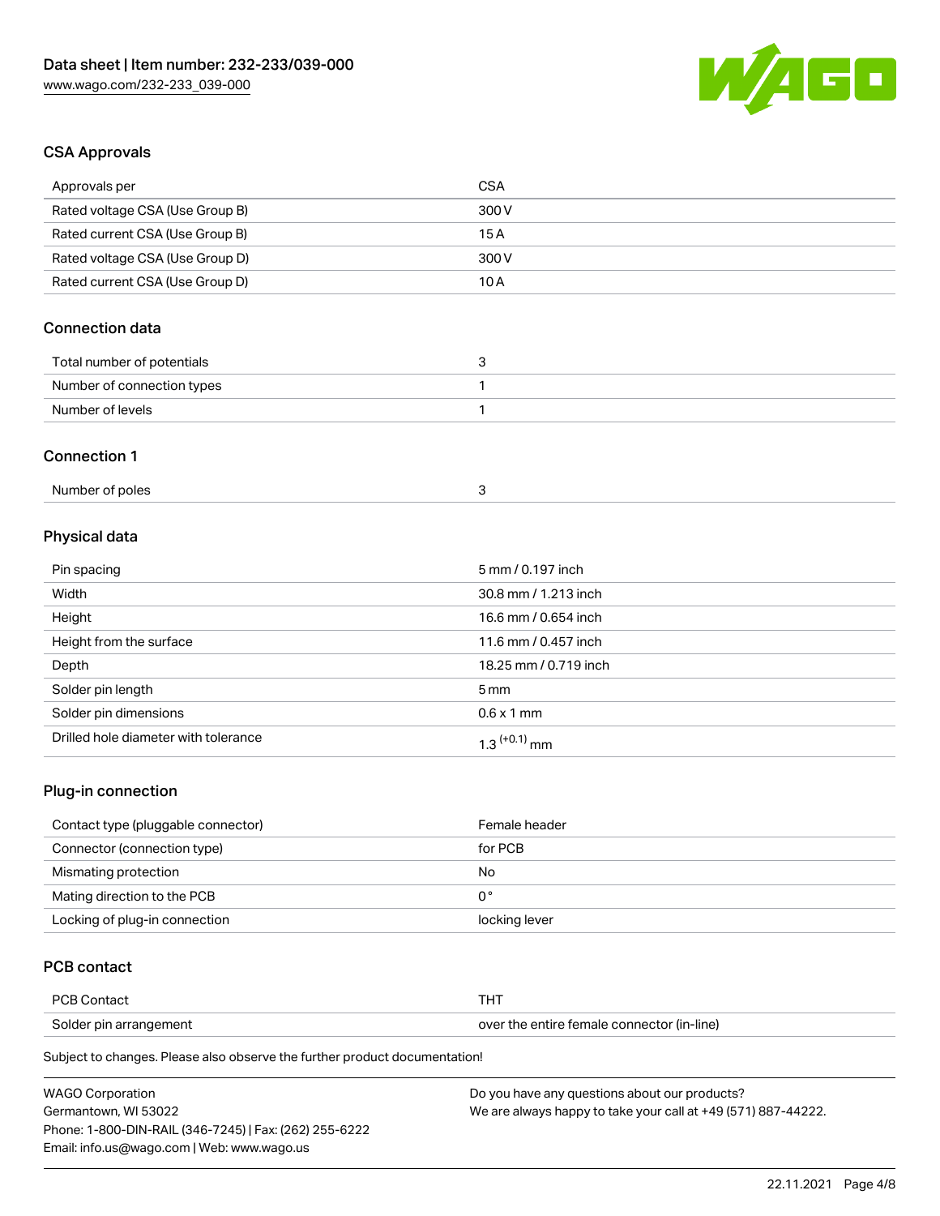## CSA Approvals

| Approvals per | CSA |
| --- | --- |
| Rated voltage CSA (Use Group B) | 300 V |
| Rated current CSA (Use Group B) | 15 A |
| Rated voltage CSA (Use Group D) | 300 V |
| Rated current CSA (Use Group D) | 10 A |

## Connection data

| Total number of potentials | 3 |
| --- | --- |
| Number of connection types | 1 |
| Number of levels | 1 |

## Connection 1

| Number of poles | 3 |
| --- | --- |

## Physical data

| Pin spacing | 5 mm / 0.197 inch |
| --- | --- |
| Width | 30.8 mm / 1.213 inch |
| Height | 16.6 mm / 0.654 inch |
| Height from the surface | 11.6 mm / 0.457 inch |
| Depth | 18.25 mm / 0.719 inch |
| Solder pin length | 5 mm |
| Solder pin dimensions | 0.6 x 1 mm |
| Drilled hole diameter with tolerance | $1.3^{(+0.1)}$ mm |

## Plug-in connection

| Contact type (pluggable connector) | Female header |
| --- | --- |
| Connector (connection type) | for PCB |
| Mismating protection | No |
| Mating direction to the PCB | 0° |
| Locking of plug-in connection | locking lever |

## PCB contact

| PCB Contact | THT |
| --- | --- |
| Solder pin arrangement | over the entire female connector (in-line) |

Subject to changes. Please also observe the further product documentation!

WAGO Corporation
Germantown, WI 53022
Phone: 1-800-DIN-RAIL (346-7245) | Fax: (262) 255-6222
Email: info.us@wago.com | Web: www.wago.us

Do you have any questions about our products?
We are always happy to take your call at +49 (571) 887-44222.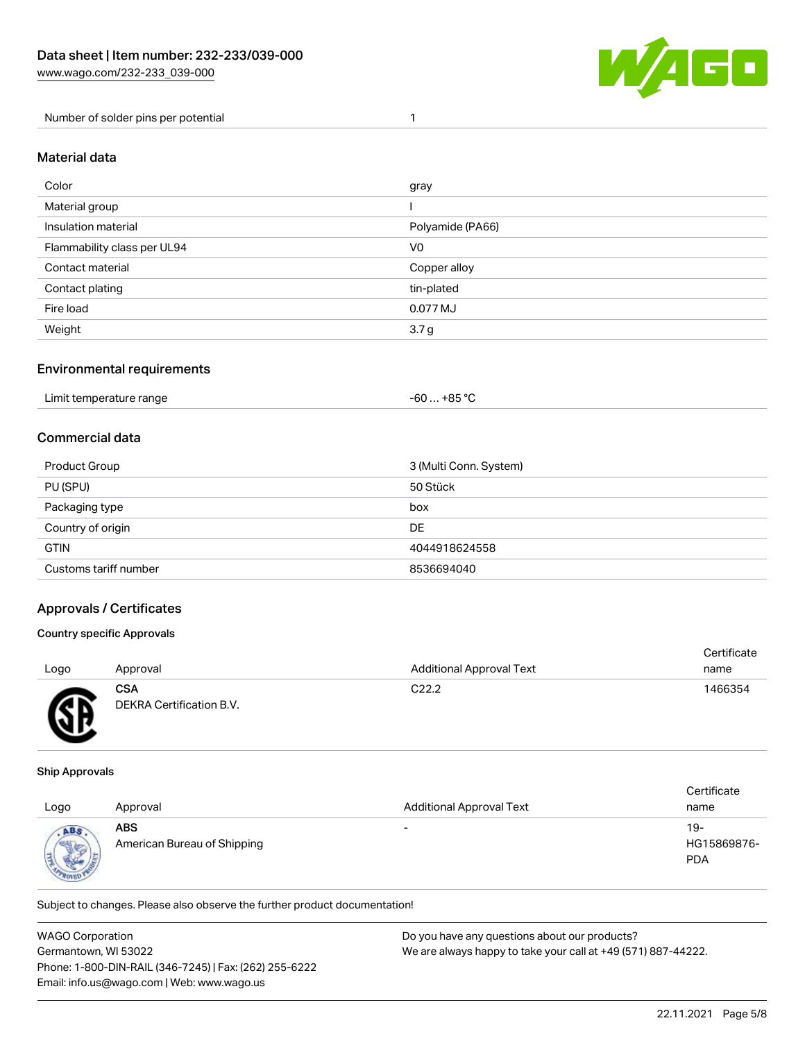| Number of solder pins per potential | 1 |
| --- | --- |

## Material data

| Color | gray |
| --- | --- |
| Material group | I |
| Insulation material | Polyamide (PA66) |
| Flammability class per UL94 | V0 |
| Contact material | Copper alloy |
| Contact plating | tin-plated |
| Fire load | 0.077 MJ |
| Weight | 3.7 g |

## Environmental requirements

| Limit temperature range | -60 … +85 °C |
| --- | --- |

## Commercial data

| Product Group | 3 (Multi Conn. System) |
| --- | --- |
| PU (SPU) | 50 Stück |
| Packaging type | box |
| Country of origin | DE |
| GTIN | 4044918624558 |
| Customs tariff number | 8536694040 |

## Approvals / Certificates

### Country specific Approvals

| Logo | Approval | Additional Approval Text | Certificate name |
| --- | --- | --- | --- |
| | **CSA**<br>DEKRA Certification B.V. | C22.2 | 1466354 |

### Ship Approvals

| Logo | Approval | Additional Approval Text | Certificate name |
| --- | --- | --- | --- |
| | **ABS**<br>American Bureau of Shipping | - | 19-HG15869876-PDA |

Subject to changes. Please also observe the further product documentation!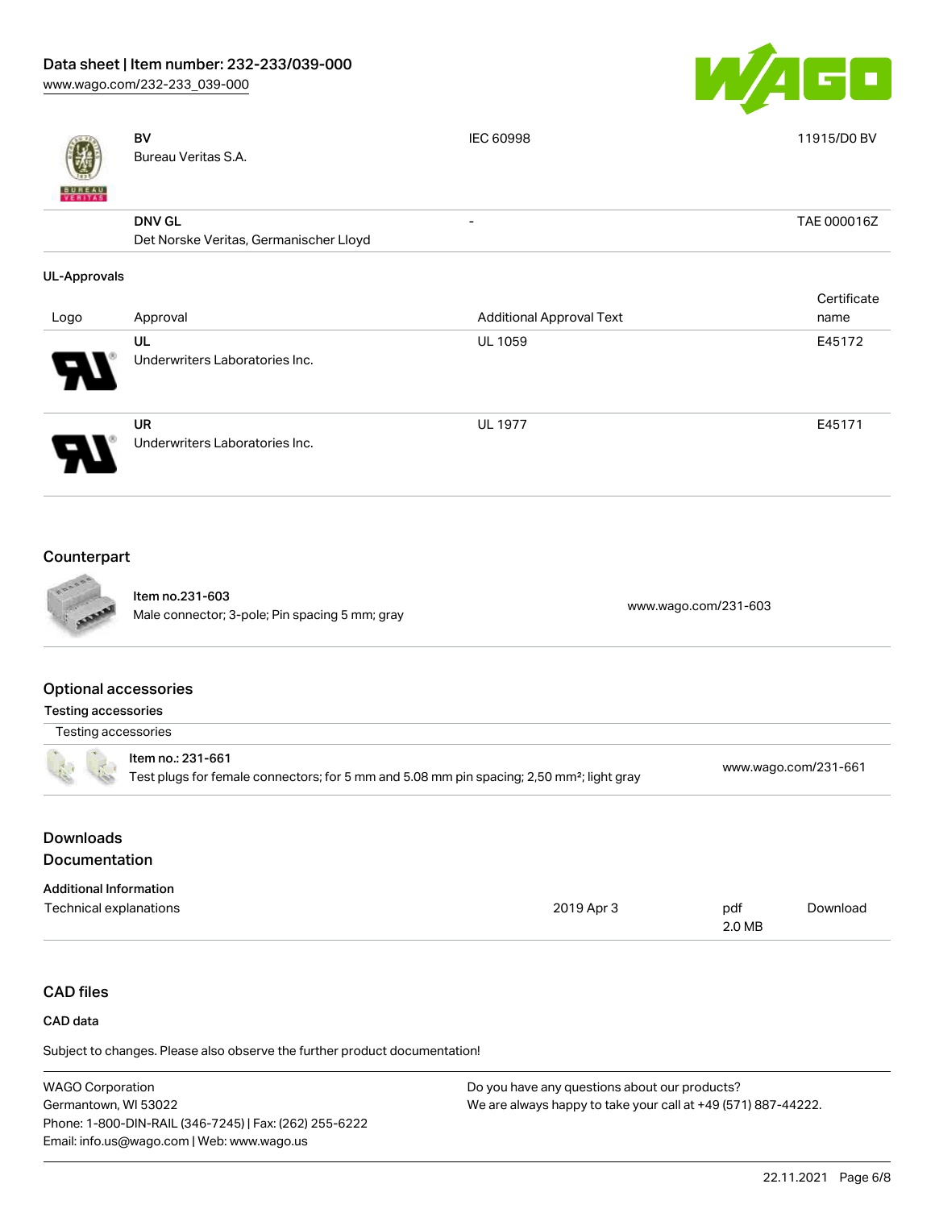| | | | |
|---|---|---|---|
| | **BV**<br>Bureau Veritas S.A. | IEC 60998 | 11915/D0 BV |
| | **DNV GL**<br>Det Norske Veritas, Germanischer Lloyd | - | TAE 000016Z |

**UL-Approvals**

| Logo | Approval | Additional Approval Text | Certificate name |
|---|---|---|---|
| | **UL**<br>Underwriters Laboratories Inc. | UL 1059 | E45172 |
| | **UR**<br>Underwriters Laboratories Inc. | UL 1977 | E45171 |

## Counterpart

| | | |
|---|---|---|
| | **Item no.231-603**<br>Male connector; 3-pole; Pin spacing 5 mm; gray | www.wago.com/231-603 |

## Optional accessories

**Testing accessories**

| Testing accessories | | |
|---|---|---|
| | **Item no.: 231-661**<br>Test plugs for female connectors; for 5 mm and 5.08 mm pin spacing; 2,50 mm²; light gray | www.wago.com/231-661 |

## Downloads
## Documentation

**Additional Information**

| | | | |
|---|---|---|---|
| Technical explanations | 2019 Apr 3 | pdf<br>2.0 MB | Download |

## CAD files

**CAD data**

Subject to changes. Please also observe the further product documentation!

WAGO Corporation
Germantown, WI 53022
Phone: 1-800-DIN-RAIL (346-7245) | Fax: (262) 255-6222
Email: info.us@wago.com | Web: www.wago.us

Do you have any questions about our products?
We are always happy to take your call at +49 (571) 887-44222.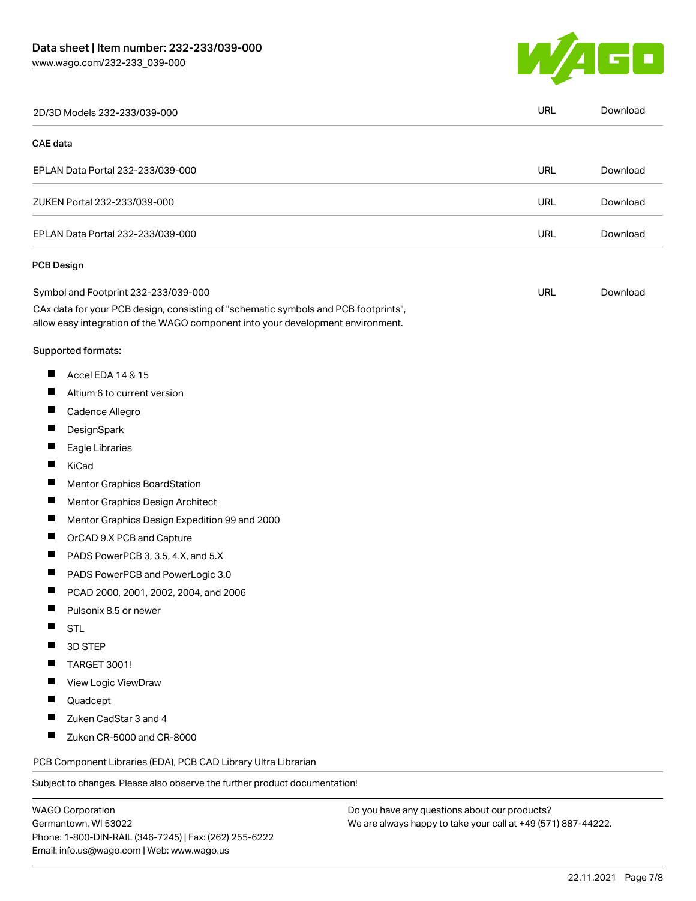| 2D/3D Models 232-233/039-000 | URL | Download |
| --- | --- | --- |

**CAE data**

| EPLAN Data Portal 232-233/039-000 | URL | Download |
| --- | --- | --- |
| ZUKEN Portal 232-233/039-000 | URL | Download |
| EPLAN Data Portal 232-233/039-000 | URL | Download |

**PCB Design**

| Symbol and Footprint 232-233/039-000 | URL | Download |
| --- | --- | --- |

CAx data for your PCB design, consisting of "schematic symbols and PCB footprints", allow easy integration of the WAGO component into your development environment.

**Supported formats:**

- Accel EDA 14 & 15
- Altium 6 to current version
- Cadence Allegro
- DesignSpark
- Eagle Libraries
- KiCad
- Mentor Graphics BoardStation
- Mentor Graphics Design Architect
- Mentor Graphics Design Expedition 99 and 2000
- OrCAD 9.X PCB and Capture
- PADS PowerPCB 3, 3.5, 4.X, and 5.X
- PADS PowerPCB and PowerLogic 3.0
- PCAD 2000, 2001, 2002, 2004, and 2006
- Pulsonix 8.5 or newer
- STL
- 3D STEP
- TARGET 3001!
- View Logic ViewDraw
- Quadcept
- Zuken CadStar 3 and 4
- Zuken CR-5000 and CR-8000

PCB Component Libraries (EDA), PCB CAD Library Ultra Librarian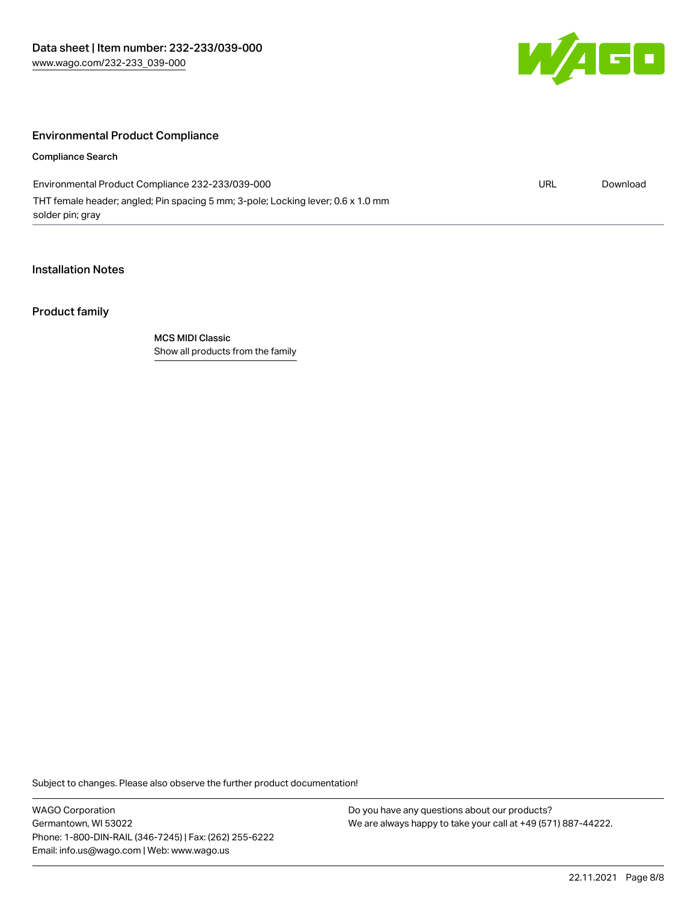## Environmental Product Compliance

**Compliance Search**

| | | |
|---|---|---|
| Environmental Product Compliance 232-233/039-000<br>THT female header; angled; Pin spacing 5 mm; 3-pole; Locking lever; 0.6 x 1.0 mm solder pin; gray | URL | Download |

## Installation Notes

## Product family

**MCS MIDI Classic**
Show all products from the family

Subject to changes. Please also observe the further product documentation!

WAGO Corporation
Germantown, WI 53022
Phone: 1-800-DIN-RAIL (346-7245) | Fax: (262) 255-6222
Email: info.us@wago.com | Web: www.wago.us

Do you have any questions about our products?
We are always happy to take your call at +49 (571) 887-44222.

22.11.2021